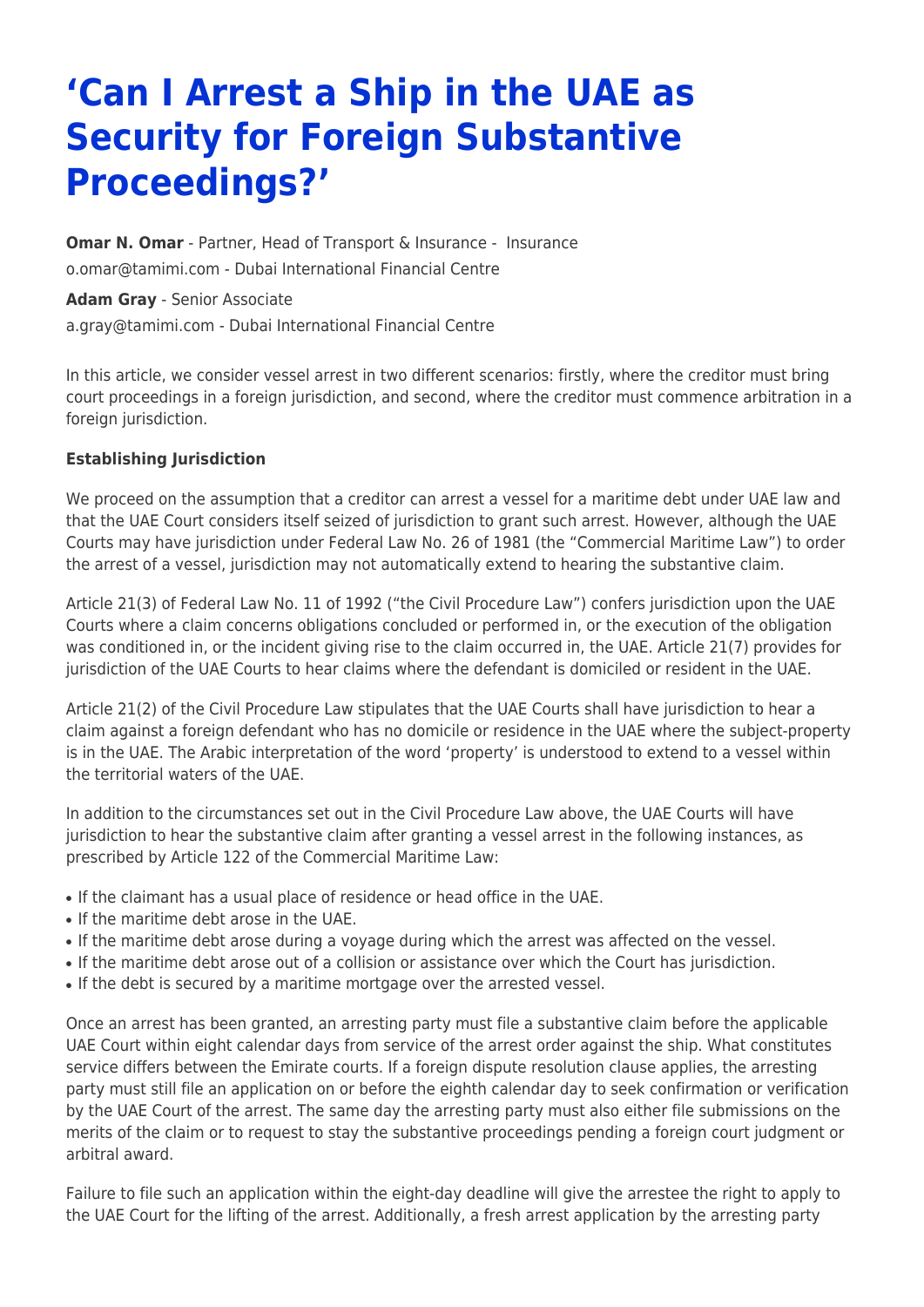# 'Can I Arrest a Ship in the UAE as Security for Foreign Substantive Proceedings?'

**Omar N. Omar** - Partner, Head of Transport & Insurance - Insurance
o.omar@tamimi.com - Dubai International Financial Centre

**Adam Gray** - Senior Associate
a.gray@tamimi.com - Dubai International Financial Centre

In this article, we consider vessel arrest in two different scenarios: firstly, where the creditor must bring court proceedings in a foreign jurisdiction, and second, where the creditor must commence arbitration in a foreign jurisdiction.

**Establishing Jurisdiction**

We proceed on the assumption that a creditor can arrest a vessel for a maritime debt under UAE law and that the UAE Court considers itself seized of jurisdiction to grant such arrest. However, although the UAE Courts may have jurisdiction under Federal Law No. 26 of 1981 (the "Commercial Maritime Law") to order the arrest of a vessel, jurisdiction may not automatically extend to hearing the substantive claim.

Article 21(3) of Federal Law No. 11 of 1992 ("the Civil Procedure Law") confers jurisdiction upon the UAE Courts where a claim concerns obligations concluded or performed in, or the execution of the obligation was conditioned in, or the incident giving rise to the claim occurred in, the UAE. Article 21(7) provides for jurisdiction of the UAE Courts to hear claims where the defendant is domiciled or resident in the UAE.

Article 21(2) of the Civil Procedure Law stipulates that the UAE Courts shall have jurisdiction to hear a claim against a foreign defendant who has no domicile or residence in the UAE where the subject-property is in the UAE. The Arabic interpretation of the word 'property' is understood to extend to a vessel within the territorial waters of the UAE.

In addition to the circumstances set out in the Civil Procedure Law above, the UAE Courts will have jurisdiction to hear the substantive claim after granting a vessel arrest in the following instances, as prescribed by Article 122 of the Commercial Maritime Law:

- If the claimant has a usual place of residence or head office in the UAE.
- If the maritime debt arose in the UAE.
- If the maritime debt arose during a voyage during which the arrest was affected on the vessel.
- If the maritime debt arose out of a collision or assistance over which the Court has jurisdiction.
- If the debt is secured by a maritime mortgage over the arrested vessel.

Once an arrest has been granted, an arresting party must file a substantive claim before the applicable UAE Court within eight calendar days from service of the arrest order against the ship. What constitutes service differs between the Emirate courts. If a foreign dispute resolution clause applies, the arresting party must still file an application on or before the eighth calendar day to seek confirmation or verification by the UAE Court of the arrest. The same day the arresting party must also either file submissions on the merits of the claim or to request to stay the substantive proceedings pending a foreign court judgment or arbitral award.

Failure to file such an application within the eight-day deadline will give the arrestee the right to apply to the UAE Court for the lifting of the arrest. Additionally, a fresh arrest application by the arresting party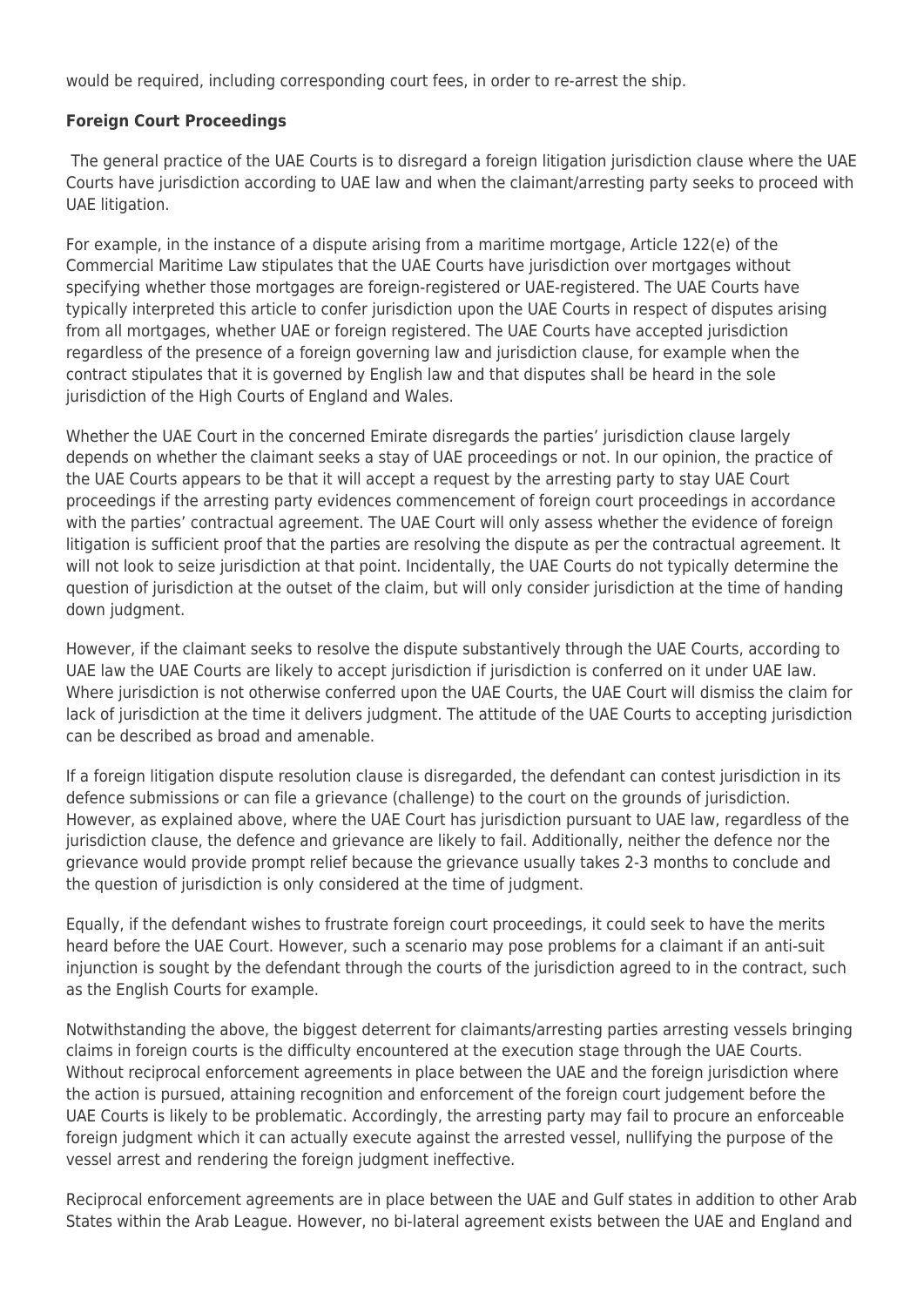would be required, including corresponding court fees, in order to re-arrest the ship.

**Foreign Court Proceedings**

The general practice of the UAE Courts is to disregard a foreign litigation jurisdiction clause where the UAE Courts have jurisdiction according to UAE law and when the claimant/arresting party seeks to proceed with UAE litigation.

For example, in the instance of a dispute arising from a maritime mortgage, Article 122(e) of the Commercial Maritime Law stipulates that the UAE Courts have jurisdiction over mortgages without specifying whether those mortgages are foreign-registered or UAE-registered. The UAE Courts have typically interpreted this article to confer jurisdiction upon the UAE Courts in respect of disputes arising from all mortgages, whether UAE or foreign registered. The UAE Courts have accepted jurisdiction regardless of the presence of a foreign governing law and jurisdiction clause, for example when the contract stipulates that it is governed by English law and that disputes shall be heard in the sole jurisdiction of the High Courts of England and Wales.

Whether the UAE Court in the concerned Emirate disregards the parties' jurisdiction clause largely depends on whether the claimant seeks a stay of UAE proceedings or not. In our opinion, the practice of the UAE Courts appears to be that it will accept a request by the arresting party to stay UAE Court proceedings if the arresting party evidences commencement of foreign court proceedings in accordance with the parties' contractual agreement. The UAE Court will only assess whether the evidence of foreign litigation is sufficient proof that the parties are resolving the dispute as per the contractual agreement. It will not look to seize jurisdiction at that point. Incidentally, the UAE Courts do not typically determine the question of jurisdiction at the outset of the claim, but will only consider jurisdiction at the time of handing down judgment.

However, if the claimant seeks to resolve the dispute substantively through the UAE Courts, according to UAE law the UAE Courts are likely to accept jurisdiction if jurisdiction is conferred on it under UAE law. Where jurisdiction is not otherwise conferred upon the UAE Courts, the UAE Court will dismiss the claim for lack of jurisdiction at the time it delivers judgment. The attitude of the UAE Courts to accepting jurisdiction can be described as broad and amenable.

If a foreign litigation dispute resolution clause is disregarded, the defendant can contest jurisdiction in its defence submissions or can file a grievance (challenge) to the court on the grounds of jurisdiction. However, as explained above, where the UAE Court has jurisdiction pursuant to UAE law, regardless of the jurisdiction clause, the defence and grievance are likely to fail. Additionally, neither the defence nor the grievance would provide prompt relief because the grievance usually takes 2-3 months to conclude and the question of jurisdiction is only considered at the time of judgment.

Equally, if the defendant wishes to frustrate foreign court proceedings, it could seek to have the merits heard before the UAE Court. However, such a scenario may pose problems for a claimant if an anti-suit injunction is sought by the defendant through the courts of the jurisdiction agreed to in the contract, such as the English Courts for example.

Notwithstanding the above, the biggest deterrent for claimants/arresting parties arresting vessels bringing claims in foreign courts is the difficulty encountered at the execution stage through the UAE Courts. Without reciprocal enforcement agreements in place between the UAE and the foreign jurisdiction where the action is pursued, attaining recognition and enforcement of the foreign court judgement before the UAE Courts is likely to be problematic. Accordingly, the arresting party may fail to procure an enforceable foreign judgment which it can actually execute against the arrested vessel, nullifying the purpose of the vessel arrest and rendering the foreign judgment ineffective.

Reciprocal enforcement agreements are in place between the UAE and Gulf states in addition to other Arab States within the Arab League. However, no bi-lateral agreement exists between the UAE and England and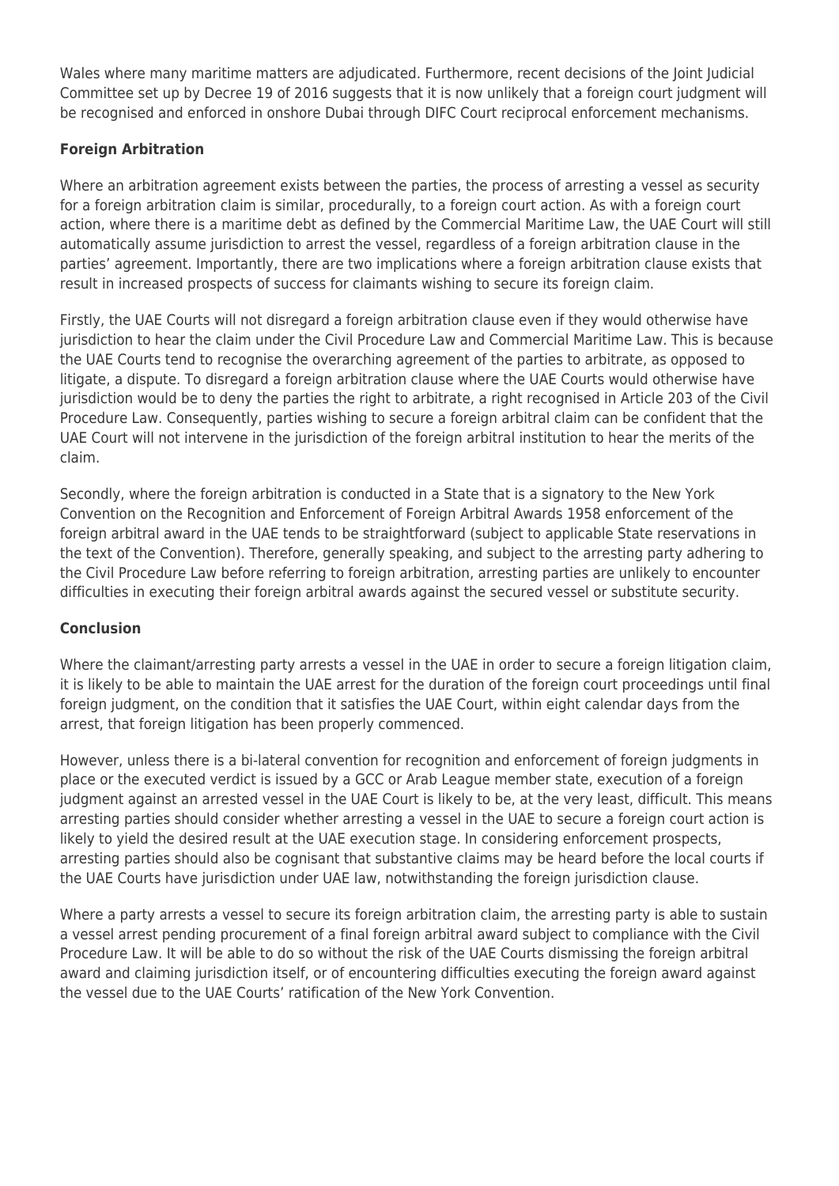Wales where many maritime matters are adjudicated. Furthermore, recent decisions of the Joint Judicial Committee set up by Decree 19 of 2016 suggests that it is now unlikely that a foreign court judgment will be recognised and enforced in onshore Dubai through DIFC Court reciprocal enforcement mechanisms.

**Foreign Arbitration**

Where an arbitration agreement exists between the parties, the process of arresting a vessel as security for a foreign arbitration claim is similar, procedurally, to a foreign court action. As with a foreign court action, where there is a maritime debt as defined by the Commercial Maritime Law, the UAE Court will still automatically assume jurisdiction to arrest the vessel, regardless of a foreign arbitration clause in the parties' agreement. Importantly, there are two implications where a foreign arbitration clause exists that result in increased prospects of success for claimants wishing to secure its foreign claim.

Firstly, the UAE Courts will not disregard a foreign arbitration clause even if they would otherwise have jurisdiction to hear the claim under the Civil Procedure Law and Commercial Maritime Law. This is because the UAE Courts tend to recognise the overarching agreement of the parties to arbitrate, as opposed to litigate, a dispute. To disregard a foreign arbitration clause where the UAE Courts would otherwise have jurisdiction would be to deny the parties the right to arbitrate, a right recognised in Article 203 of the Civil Procedure Law. Consequently, parties wishing to secure a foreign arbitral claim can be confident that the UAE Court will not intervene in the jurisdiction of the foreign arbitral institution to hear the merits of the claim.

Secondly, where the foreign arbitration is conducted in a State that is a signatory to the New York Convention on the Recognition and Enforcement of Foreign Arbitral Awards 1958 enforcement of the foreign arbitral award in the UAE tends to be straightforward (subject to applicable State reservations in the text of the Convention). Therefore, generally speaking, and subject to the arresting party adhering to the Civil Procedure Law before referring to foreign arbitration, arresting parties are unlikely to encounter difficulties in executing their foreign arbitral awards against the secured vessel or substitute security.

**Conclusion**

Where the claimant/arresting party arrests a vessel in the UAE in order to secure a foreign litigation claim, it is likely to be able to maintain the UAE arrest for the duration of the foreign court proceedings until final foreign judgment, on the condition that it satisfies the UAE Court, within eight calendar days from the arrest, that foreign litigation has been properly commenced.

However, unless there is a bi-lateral convention for recognition and enforcement of foreign judgments in place or the executed verdict is issued by a GCC or Arab League member state, execution of a foreign judgment against an arrested vessel in the UAE Court is likely to be, at the very least, difficult. This means arresting parties should consider whether arresting a vessel in the UAE to secure a foreign court action is likely to yield the desired result at the UAE execution stage. In considering enforcement prospects, arresting parties should also be cognisant that substantive claims may be heard before the local courts if the UAE Courts have jurisdiction under UAE law, notwithstanding the foreign jurisdiction clause.

Where a party arrests a vessel to secure its foreign arbitration claim, the arresting party is able to sustain a vessel arrest pending procurement of a final foreign arbitral award subject to compliance with the Civil Procedure Law. It will be able to do so without the risk of the UAE Courts dismissing the foreign arbitral award and claiming jurisdiction itself, or of encountering difficulties executing the foreign award against the vessel due to the UAE Courts' ratification of the New York Convention.